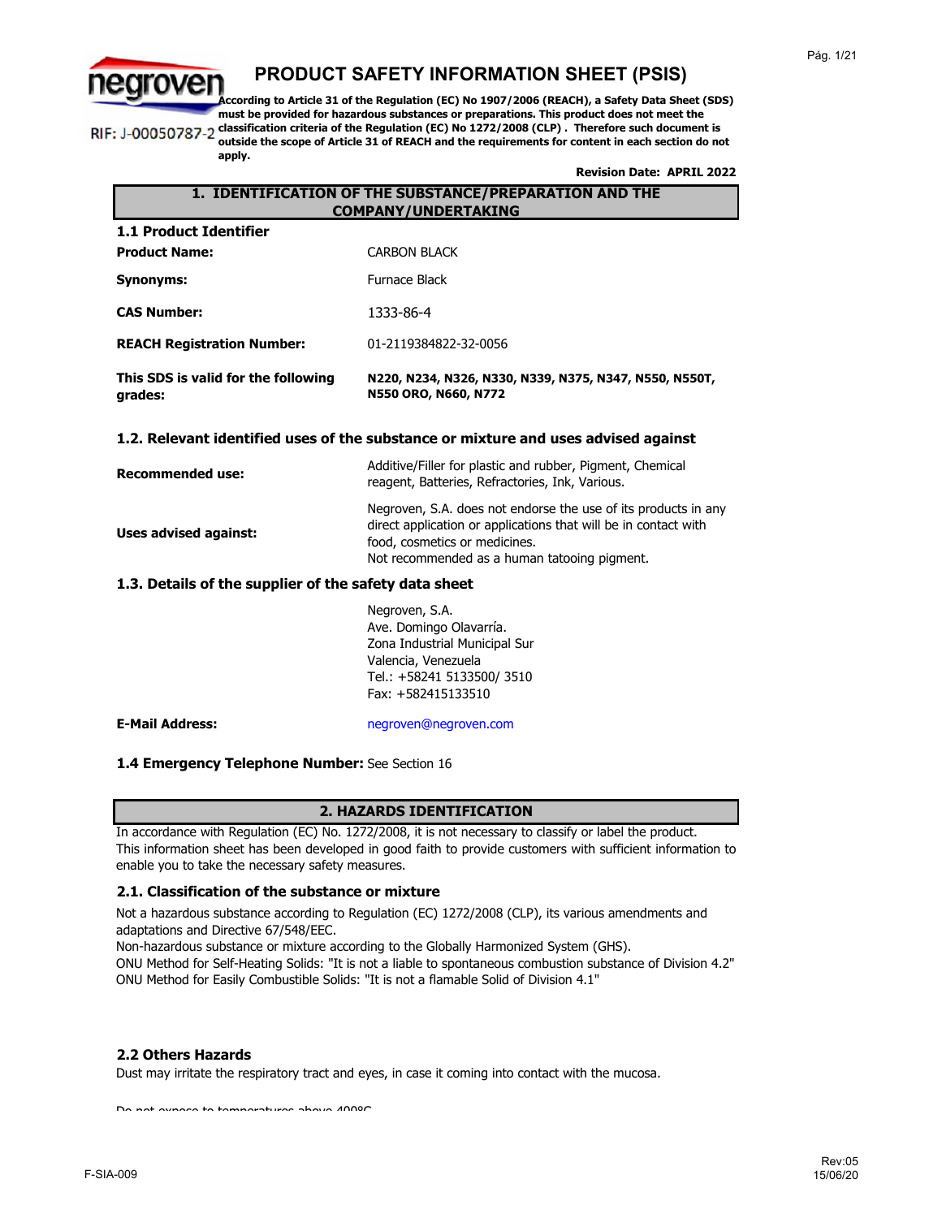negroven

RIF: J-00050787-2

# PRODUCT SAFETY INFORMATION SHEET (PSIS)

**According to Article 31 of the Regulation (EC) No 1907/2006 (REACH), a Safety Data Sheet (SDS) must be provided for hazardous substances or preparations. This product does not meet the classification criteria of the Regulation (EC) No 1272/2008 (CLP) . Therefore such document is outside the scope of Article 31 of REACH and the requirements for content in each section do not apply.**

**Revision Date: APRIL 2022**

## 1. IDENTIFICATION OF THE SUBSTANCE/PREPARATION AND THE COMPANY/UNDERTAKING

### 1.1 Product Identifier

| | |
|---|---|
| **Product Name:** | CARBON BLACK |
| **Synonyms:** | Furnace Black |
| **CAS Number:** | 1333-86-4 |
| **REACH Registration Number:** | 01-2119384822-32-0056 |
| **This SDS is valid for the following grades:** | **N220, N234, N326, N330, N339, N375, N347, N550, N550T, N550 ORO, N660, N772** |

### 1.2. Relevant identified uses of the substance or mixture and uses advised against

| | |
|---|---|
| **Recommended use:** | Additive/Filler for plastic and rubber, Pigment, Chemical reagent, Batteries, Refractories, Ink, Various. |
| **Uses advised against:** | Negroven, S.A. does not endorse the use of its products in any direct application or applications that will be in contact with food, cosmetics or medicines. Not recommended as a human tatooing pigment. |

### 1.3. Details of the supplier of the safety data sheet

Negroven, S.A.
Ave. Domingo Olavarría.
Zona Industrial Municipal Sur
Valencia, Venezuela
Tel.: +58241 5133500/ 3510
Fax: +582415133510

**E-Mail Address:** negroven@negroven.com

**1.4 Emergency Telephone Number:** See Section 16

## 2. HAZARDS IDENTIFICATION

In accordance with Regulation (EC) No. 1272/2008, it is not necessary to classify or label the product. This information sheet has been developed in good faith to provide customers with sufficient information to enable you to take the necessary safety measures.

### 2.1. Classification of the substance or mixture

Not a hazardous substance according to Regulation (EC) 1272/2008 (CLP), its various amendments and adaptations and Directive 67/548/EEC.
Non-hazardous substance or mixture according to the Globally Harmonized System (GHS).
ONU Method for Self-Heating Solids: "It is not a liable to spontaneous combustion substance of Division 4.2"
ONU Method for Easily Combustible Solids: "It is not a flamable Solid of Division 4.1"

### 2.2 Others Hazards

Dust may irritate the respiratory tract and eyes, in case it coming into contact with the mucosa.

Do not expose to temperatures above 400°C

F-SIA-009

Rev:05
15/06/20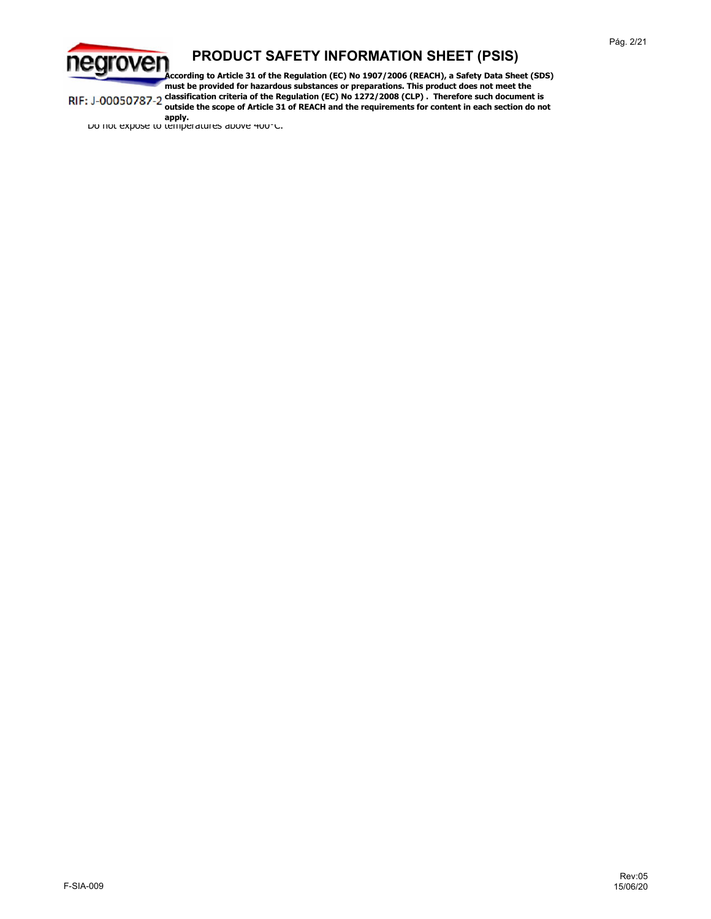Do not expose to temperatures above 400°C.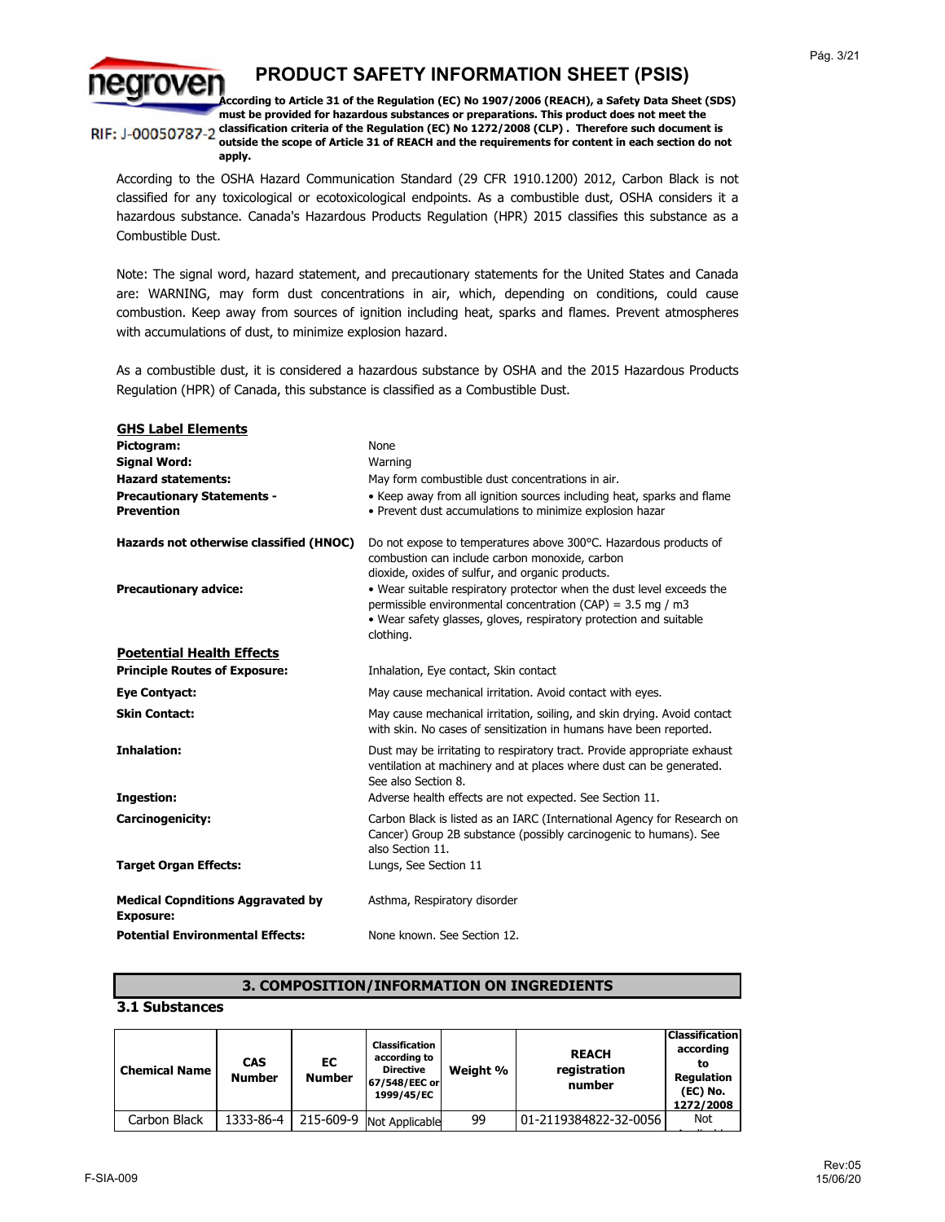# PRODUCT SAFETY INFORMATION SHEET (PSIS)

negroven

RIF: J-00050787-2

**According to Article 31 of the Regulation (EC) No 1907/2006 (REACH), a Safety Data Sheet (SDS) must be provided for hazardous substances or preparations. This product does not meet the classification criteria of the Regulation (EC) No 1272/2008 (CLP) . Therefore such document is outside the scope of Article 31 of REACH and the requirements for content in each section do not apply.**

According to the OSHA Hazard Communication Standard (29 CFR 1910.1200) 2012, Carbon Black is not classified for any toxicological or ecotoxicological endpoints. As a combustible dust, OSHA considers it a hazardous substance. Canada's Hazardous Products Regulation (HPR) 2015 classifies this substance as a Combustible Dust.

Note: The signal word, hazard statement, and precautionary statements for the United States and Canada are: WARNING, may form dust concentrations in air, which, depending on conditions, could cause combustion. Keep away from sources of ignition including heat, sparks and flames. Prevent atmospheres with accumulations of dust, to minimize explosion hazard.

As a combustible dust, it is considered a hazardous substance by OSHA and the 2015 Hazardous Products Regulation (HPR) of Canada, this substance is classified as a Combustible Dust.

**GHS Label Elements**

**Pictogram:** None

**Signal Word:** Warning

**Hazard statements:** May form combustible dust concentrations in air.

**Precautionary Statements - Prevention**
- Keep away from all ignition sources including heat, sparks and flame
- Prevent dust accumulations to minimize explosion hazar

**Hazards not otherwise classified (HNOC)** Do not expose to temperatures above 300°C. Hazardous products of combustion can include carbon monoxide, carbon dioxide, oxides of sulfur, and organic products.

**Precautionary advice:**
- Wear suitable respiratory protector when the dust level exceeds the permissible environmental concentration (CAP) = 3.5 mg / m3
- Wear safety glasses, gloves, respiratory protection and suitable clothing.

**Poetential Health Effects**

**Principle Routes of Exposure:** Inhalation, Eye contact, Skin contact

**Eye Contyact:** May cause mechanical irritation. Avoid contact with eyes.

**Skin Contact:** May cause mechanical irritation, soiling, and skin drying. Avoid contact with skin. No cases of sensitization in humans have been reported.

**Inhalation:** Dust may be irritating to respiratory tract. Provide appropriate exhaust ventilation at machinery and at places where dust can be generated. See also Section 8.

**Ingestion:** Adverse health effects are not expected. See Section 11.

**Carcinogenicity:** Carbon Black is listed as an IARC (International Agency for Research on Cancer) Group 2B substance (possibly carcinogenic to humans). See also Section 11.

**Target Organ Effects:** Lungs, See Section 11

**Medical Copnditions Aggravated by Exposure:** Asthma, Respiratory disorder

**Potential Environmental Effects:** None known. See Section 12.

## 3. COMPOSITION/INFORMATION ON INGREDIENTS

### 3.1 Substances

| Chemical Name | CAS Number | EC Number | Classification according to Directive 67/548/EEC or 1999/45/EC | Weight % | REACH registration number | Classification according to Regulation (EC) No. 1272/2008 |
|---|---|---|---|---|---|---|
| Carbon Black | 1333-86-4 | 215-609-9 | Not Applicable | 99 | 01-2119384822-32-0056 | Not |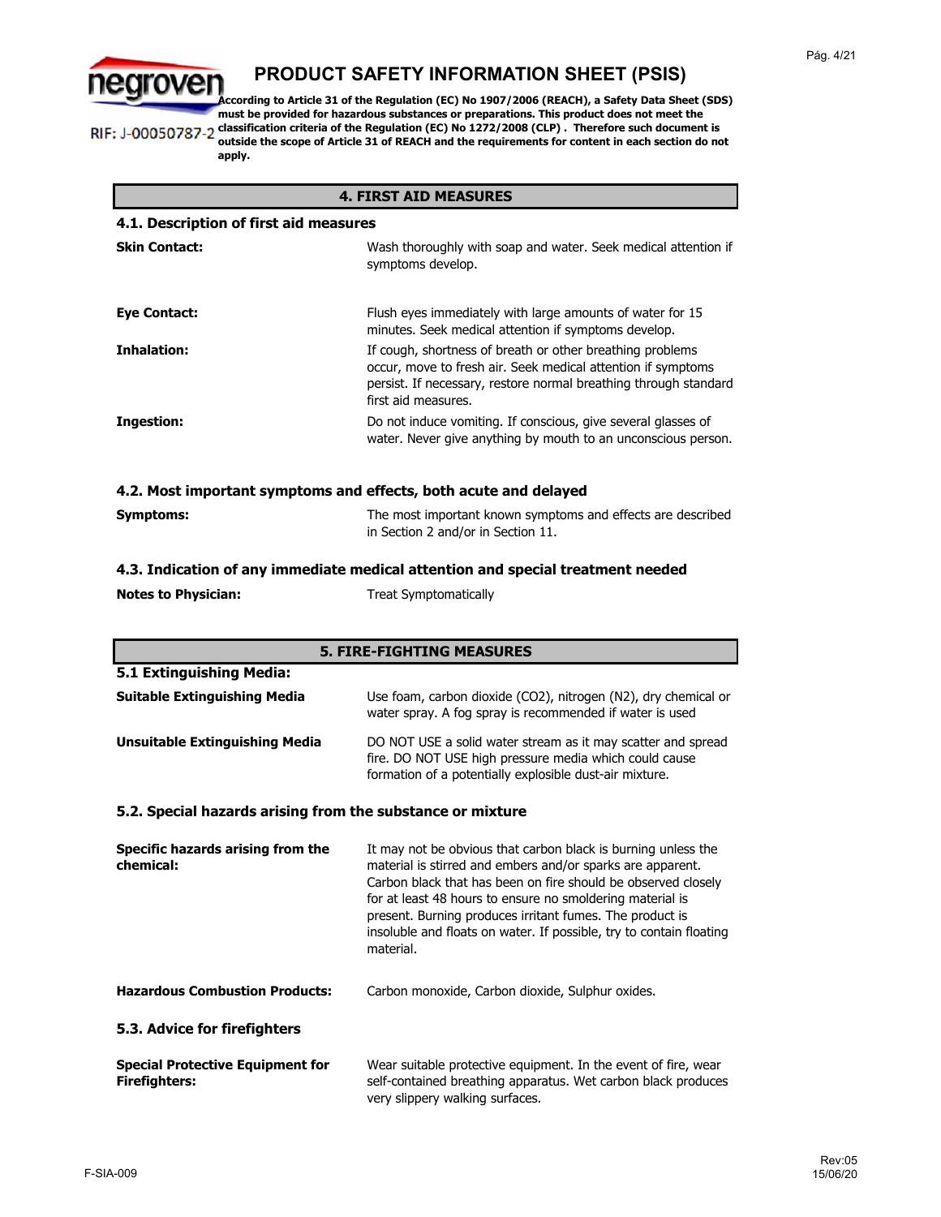# PRODUCT SAFETY INFORMATION SHEET (PSIS)

RIF: J-00050787-2

**According to Article 31 of the Regulation (EC) No 1907/2006 (REACH), a Safety Data Sheet (SDS) must be provided for hazardous substances or preparations. This product does not meet the classification criteria of the Regulation (EC) No 1272/2008 (CLP) . Therefore such document is outside the scope of Article 31 of REACH and the requirements for content in each section do not apply.**

## 4. FIRST AID MEASURES

### 4.1. Description of first aid measures

**Skin Contact:** Wash thoroughly with soap and water. Seek medical attention if symptoms develop.

**Eye Contact:** Flush eyes immediately with large amounts of water for 15 minutes. Seek medical attention if symptoms develop.

**Inhalation:** If cough, shortness of breath or other breathing problems occur, move to fresh air. Seek medical attention if symptoms persist. If necessary, restore normal breathing through standard first aid measures.

**Ingestion:** Do not induce vomiting. If conscious, give several glasses of water. Never give anything by mouth to an unconscious person.

### 4.2. Most important symptoms and effects, both acute and delayed

**Symptoms:** The most important known symptoms and effects are described in Section 2 and/or in Section 11.

### 4.3. Indication of any immediate medical attention and special treatment needed

**Notes to Physician:** Treat Symptomatically

## 5. FIRE-FIGHTING MEASURES

### 5.1 Extinguishing Media:

**Suitable Extinguishing Media:** Use foam, carbon dioxide ($CO_2$), nitrogen ($N_2$), dry chemical or water spray. A fog spray is recommended if water is used

**Unsuitable Extinguishing Media:** DO NOT USE a solid water stream as it may scatter and spread fire. DO NOT USE high pressure media which could cause formation of a potentially explosive dust-air mixture.

### 5.2. Special hazards arising from the substance or mixture

**Specific hazards arising from the chemical:** It may not be obvious that carbon black is burning unless the material is stirred and embers and/or sparks are apparent. Carbon black that has been on fire should be observed closely for at least 48 hours to ensure no smoldering material is present. Burning produces irritant fumes. The product is insoluble and floats on water. If possible, try to contain floating material.

**Hazardous Combustion Products:** Carbon monoxide, Carbon dioxide, Sulphur oxides.

### 5.3. Advice for firefighters

**Special Protective Equipment for Firefighters:** Wear suitable protective equipment. In the event of fire, wear self-contained breathing apparatus. Wet carbon black produces very slippery walking surfaces.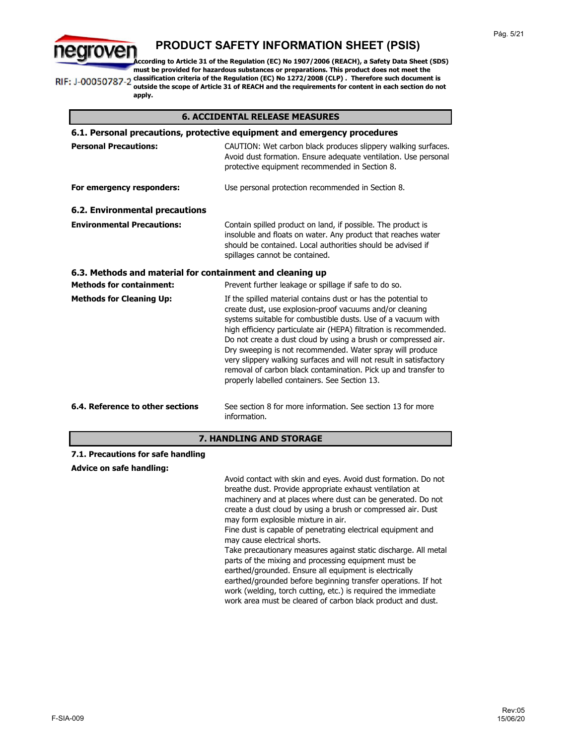## 6. ACCIDENTAL RELEASE MEASURES

### 6.1. Personal precautions, protective equipment and emergency procedures

**Personal Precautions:** CAUTION: Wet carbon black produces slippery walking surfaces. Avoid dust formation. Ensure adequate ventilation. Use personal protective equipment recommended in Section 8.

**For emergency responders:** Use personal protection recommended in Section 8.

### 6.2. Environmental precautions

**Environmental Precautions:** Contain spilled product on land, if possible. The product is insoluble and floats on water. Any product that reaches water should be contained. Local authorities should be advised if spillages cannot be contained.

### 6.3. Methods and material for containment and cleaning up

**Methods for containment:** Prevent further leakage or spillage if safe to do so.

**Methods for Cleaning Up:** If the spilled material contains dust or has the potential to create dust, use explosion-proof vacuums and/or cleaning systems suitable for combustible dusts. Use of a vacuum with high efficiency particulate air (HEPA) filtration is recommended. Do not create a dust cloud by using a brush or compressed air. Dry sweeping is not recommended. Water spray will produce very slippery walking surfaces and will not result in satisfactory removal of carbon black contamination. Pick up and transfer to properly labelled containers. See Section 13.

**6.4. Reference to other sections** See section 8 for more information. See section 13 for more information.

## 7. HANDLING AND STORAGE

### 7.1. Precautions for safe handling

**Advice on safe handling:**

Avoid contact with skin and eyes. Avoid dust formation. Do not breathe dust. Provide appropriate exhaust ventilation at machinery and at places where dust can be generated. Do not create a dust cloud by using a brush or compressed air. Dust may form explosible mixture in air.
Fine dust is capable of penetrating electrical equipment and may cause electrical shorts.
Take precautionary measures against static discharge. All metal parts of the mixing and processing equipment must be earthed/grounded. Ensure all equipment is electrically earthed/grounded before beginning transfer operations. If hot work (welding, torch cutting, etc.) is required the immediate work area must be cleared of carbon black product and dust.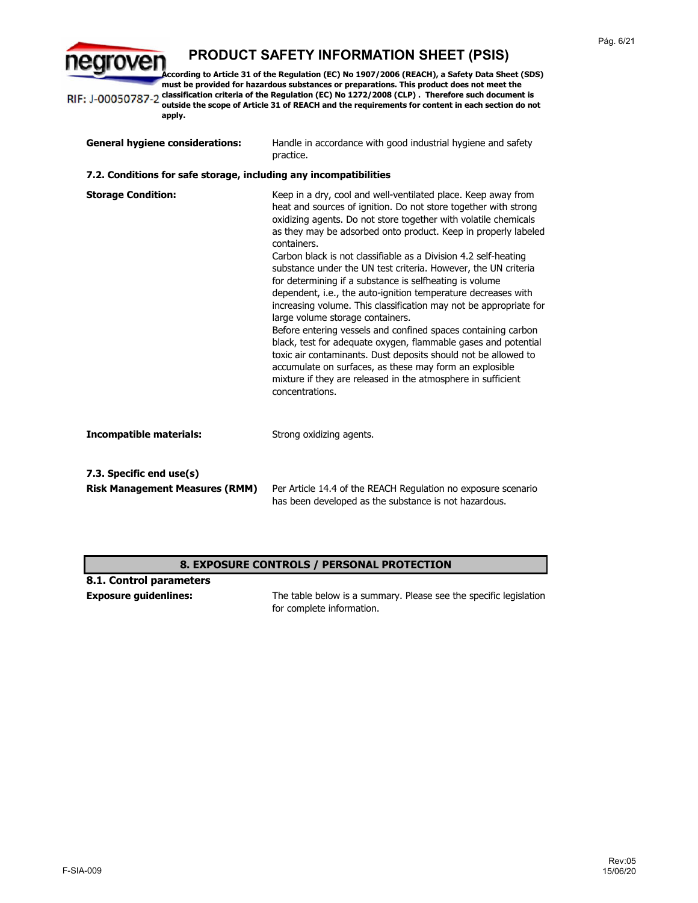| | |
|---|---|
| **General hygiene considerations:** | Handle in accordance with good industrial hygiene and safety practice. |

### 7.2. Conditions for safe storage, including any incompatibilities

| | |
|---|---|
| **Storage Condition:** | Keep in a dry, cool and well-ventilated place. Keep away from heat and sources of ignition. Do not store together with strong oxidizing agents. Do not store together with volatile chemicals as they may be adsorbed onto product. Keep in properly labeled containers. Carbon black is not classifiable as a Division 4.2 self-heating substance under the UN test criteria. However, the UN criteria for determining if a substance is selfheating is volume dependent, i.e., the auto-ignition temperature decreases with increasing volume. This classification may not be appropriate for large volume storage containers. Before entering vessels and confined spaces containing carbon black, test for adequate oxygen, flammable gases and potential toxic air contaminants. Dust deposits should not be allowed to accumulate on surfaces, as these may form an explosible mixture if they are released in the atmosphere in sufficient concentrations. |
| **Incompatible materials:** | Strong oxidizing agents. |

### 7.3. Specific end use(s)

| | |
|---|---|
| **Risk Management Measures (RMM)** | Per Article 14.4 of the REACH Regulation no exposure scenario has been developed as the substance is not hazardous. |

## 8. EXPOSURE CONTROLS / PERSONAL PROTECTION

### 8.1. Control parameters

| | |
|---|---|
| **Exposure guidenlines:** | The table below is a summary. Please see the specific legislation for complete information. |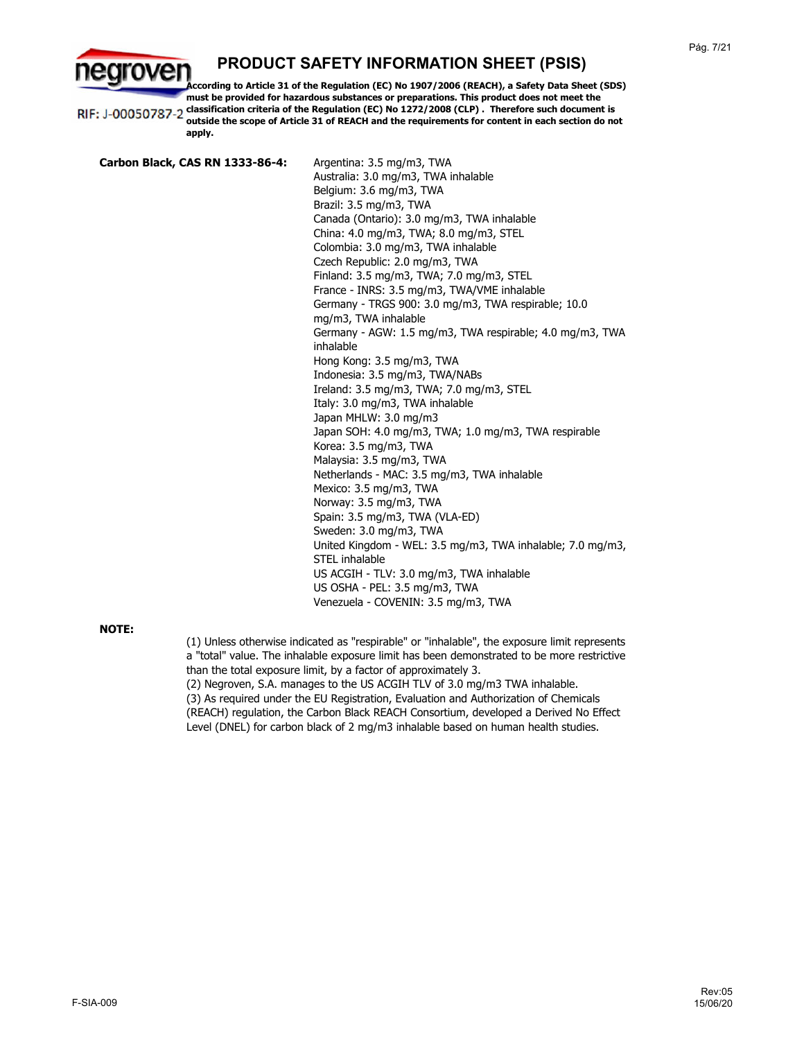**Carbon Black, CAS RN 1333-86-4:**

Argentina: 3.5 mg/m3, TWA
Australia: 3.0 mg/m3, TWA inhalable
Belgium: 3.6 mg/m3, TWA
Brazil: 3.5 mg/m3, TWA
Canada (Ontario): 3.0 mg/m3, TWA inhalable
China: 4.0 mg/m3, TWA; 8.0 mg/m3, STEL
Colombia: 3.0 mg/m3, TWA inhalable
Czech Republic: 2.0 mg/m3, TWA
Finland: 3.5 mg/m3, TWA; 7.0 mg/m3, STEL
France - INRS: 3.5 mg/m3, TWA/VME inhalable
Germany - TRGS 900: 3.0 mg/m3, TWA respirable; 10.0 mg/m3, TWA inhalable
Germany - AGW: 1.5 mg/m3, TWA respirable; 4.0 mg/m3, TWA inhalable
Hong Kong: 3.5 mg/m3, TWA
Indonesia: 3.5 mg/m3, TWA/NABs
Ireland: 3.5 mg/m3, TWA; 7.0 mg/m3, STEL
Italy: 3.0 mg/m3, TWA inhalable
Japan MHLW: 3.0 mg/m3
Japan SOH: 4.0 mg/m3, TWA; 1.0 mg/m3, TWA respirable
Korea: 3.5 mg/m3, TWA
Malaysia: 3.5 mg/m3, TWA
Netherlands - MAC: 3.5 mg/m3, TWA inhalable
Mexico: 3.5 mg/m3, TWA
Norway: 3.5 mg/m3, TWA
Spain: 3.5 mg/m3, TWA (VLA-ED)
Sweden: 3.0 mg/m3, TWA
United Kingdom - WEL: 3.5 mg/m3, TWA inhalable; 7.0 mg/m3, STEL inhalable
US ACGIH - TLV: 3.0 mg/m3, TWA inhalable
US OSHA - PEL: 3.5 mg/m3, TWA
Venezuela - COVENIN: 3.5 mg/m3, TWA

**NOTE:**

(1) Unless otherwise indicated as "respirable" or "inhalable", the exposure limit represents a "total" value. The inhalable exposure limit has been demonstrated to be more restrictive than the total exposure limit, by a factor of approximately 3.
(2) Negroven, S.A. manages to the US ACGIH TLV of 3.0 mg/m3 TWA inhalable.
(3) As required under the EU Registration, Evaluation and Authorization of Chemicals (REACH) regulation, the Carbon Black REACH Consortium, developed a Derived No Effect Level (DNEL) for carbon black of 2 mg/m3 inhalable based on human health studies.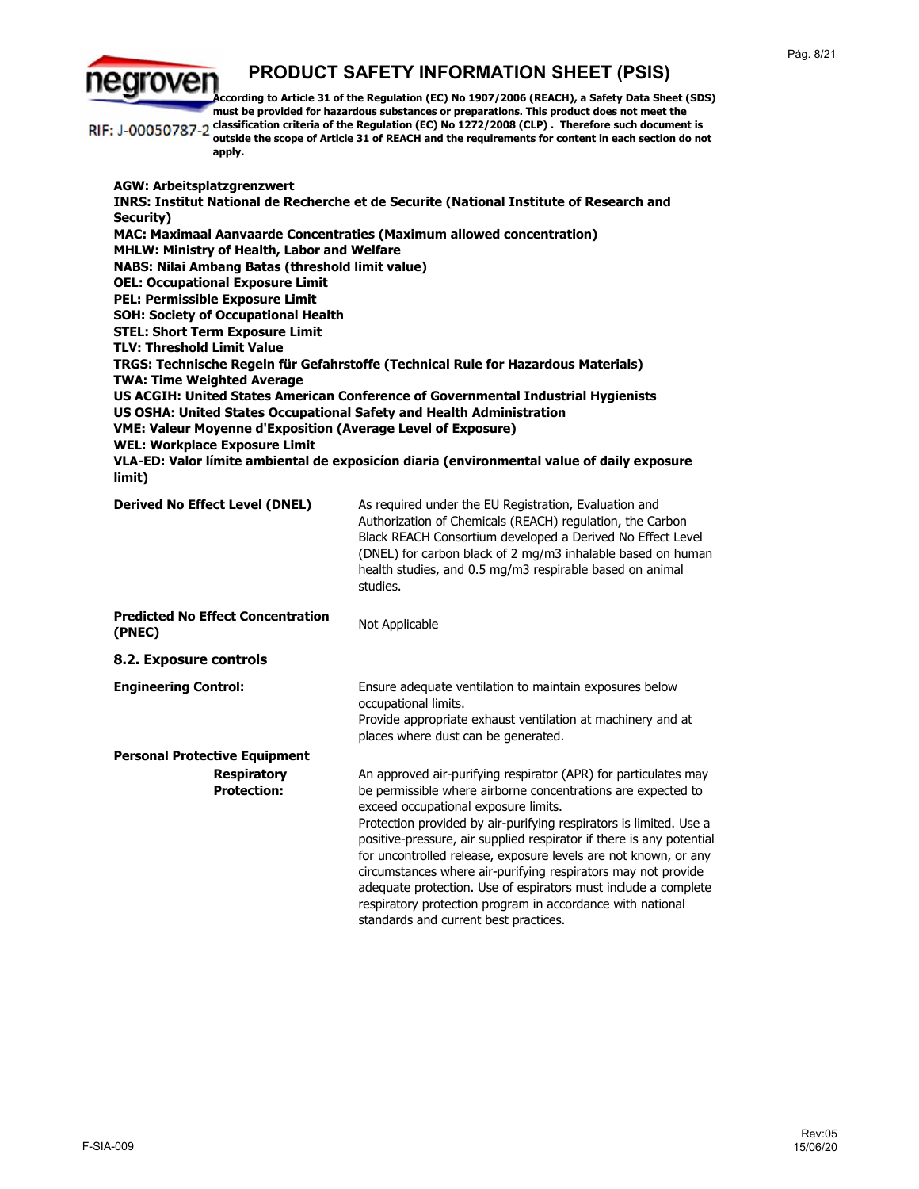**AGW: Arbeitsplatzgrenzwert**
**INRS: Institut National de Recherche et de Securite (National Institute of Research and Security)**
**MAC: Maximaal Aanvaarde Concentraties (Maximum allowed concentration)**
**MHLW: Ministry of Health, Labor and Welfare**
**NABS: Nilai Ambang Batas (threshold limit value)**
**OEL: Occupational Exposure Limit**
**PEL: Permissible Exposure Limit**
**SOH: Society of Occupational Health**
**STEL: Short Term Exposure Limit**
**TLV: Threshold Limit Value**
**TRGS: Technische Regeln für Gefahrstoffe (Technical Rule for Hazardous Materials)**
**TWA: Time Weighted Average**
**US ACGIH: United States American Conference of Governmental Industrial Hygienists**
**US OSHA: United States Occupational Safety and Health Administration**
**VME: Valeur Moyenne d'Exposition (Average Level of Exposure)**
**WEL: Workplace Exposure Limit**
**VLA-ED: Valor límite ambiental de exposicíon diaria (environmental value of daily exposure limit)**

**Derived No Effect Level (DNEL)**

As required under the EU Registration, Evaluation and Authorization of Chemicals (REACH) regulation, the Carbon Black REACH Consortium developed a Derived No Effect Level (DNEL) for carbon black of 2 mg/m3 inhalable based on human health studies, and 0.5 mg/m3 respirable based on animal studies.

**Predicted No Effect Concentration (PNEC)**

Not Applicable

## 8.2. Exposure controls

**Engineering Control:**

Ensure adequate ventilation to maintain exposures below occupational limits.
Provide appropriate exhaust ventilation at machinery and at places where dust can be generated.

**Personal Protective Equipment**

**Respiratory Protection:**

An approved air-purifying respirator (APR) for particulates may be permissible where airborne concentrations are expected to exceed occupational exposure limits.
Protection provided by air-purifying respirators is limited. Use a positive-pressure, air supplied respirator if there is any potential for uncontrolled release, exposure levels are not known, or any circumstances where air-purifying respirators may not provide adequate protection. Use of espirators must include a complete respiratory protection program in accordance with national standards and current best practices.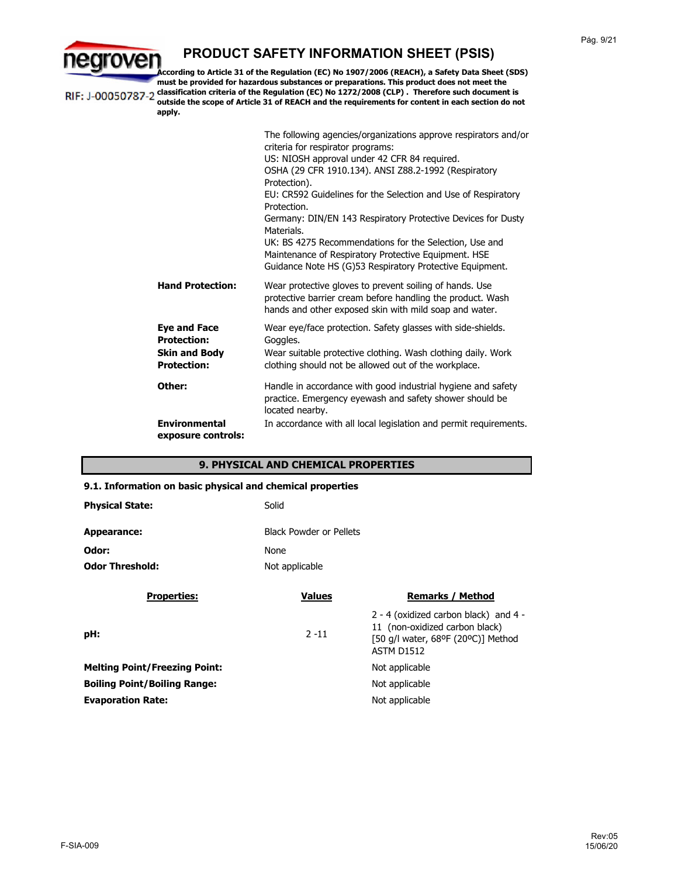# PRODUCT SAFETY INFORMATION SHEET (PSIS)

RIF: J-00050787-2

**According to Article 31 of the Regulation (EC) No 1907/2006 (REACH), a Safety Data Sheet (SDS) must be provided for hazardous substances or preparations. This product does not meet the classification criteria of the Regulation (EC) No 1272/2008 (CLP) . Therefore such document is outside the scope of Article 31 of REACH and the requirements for content in each section do not apply.**

The following agencies/organizations approve respirators and/or criteria for respirator programs:
US: NIOSH approval under 42 CFR 84 required.
OSHA (29 CFR 1910.134). ANSI Z88.2-1992 (Respiratory Protection).
EU: CR592 Guidelines for the Selection and Use of Respiratory Protection.
Germany: DIN/EN 143 Respiratory Protective Devices for Dusty Materials.
UK: BS 4275 Recommendations for the Selection, Use and Maintenance of Respiratory Protective Equipment. HSE Guidance Note HS (G)53 Respiratory Protective Equipment.

**Hand Protection:** Wear protective gloves to prevent soiling of hands. Use protective barrier cream before handling the product. Wash hands and other exposed skin with mild soap and water.

**Eye and Face Protection:** Wear eye/face protection. Safety glasses with side-shields. Goggles.

**Skin and Body Protection:** Wear suitable protective clothing. Wash clothing daily. Work clothing should not be allowed out of the workplace.

**Other:** Handle in accordance with good industrial hygiene and safety practice. Emergency eyewash and safety shower should be located nearby.

**Environmental exposure controls:** In accordance with all local legislation and permit requirements.

## 9. PHYSICAL AND CHEMICAL PROPERTIES

### 9.1. Information on basic physical and chemical properties

**Physical State:** Solid

**Appearance:** Black Powder or Pellets

**Odor:** None

**Odor Threshold:** Not applicable

| Properties: | Values | Remarks / Method |
|---|---|---|
| **pH:** | 2 -11 | 2 - 4 (oxidized carbon black) and 4 - 11 (non-oxidized carbon black) [50 g/l water, 68ºF (20ºC)] Method ASTM D1512 |
| **Melting Point/Freezing Point:** | | Not applicable |
| **Boiling Point/Boiling Range:** | | Not applicable |
| **Evaporation Rate:** | | Not applicable |

F-SIA-009

Rev:05
15/06/20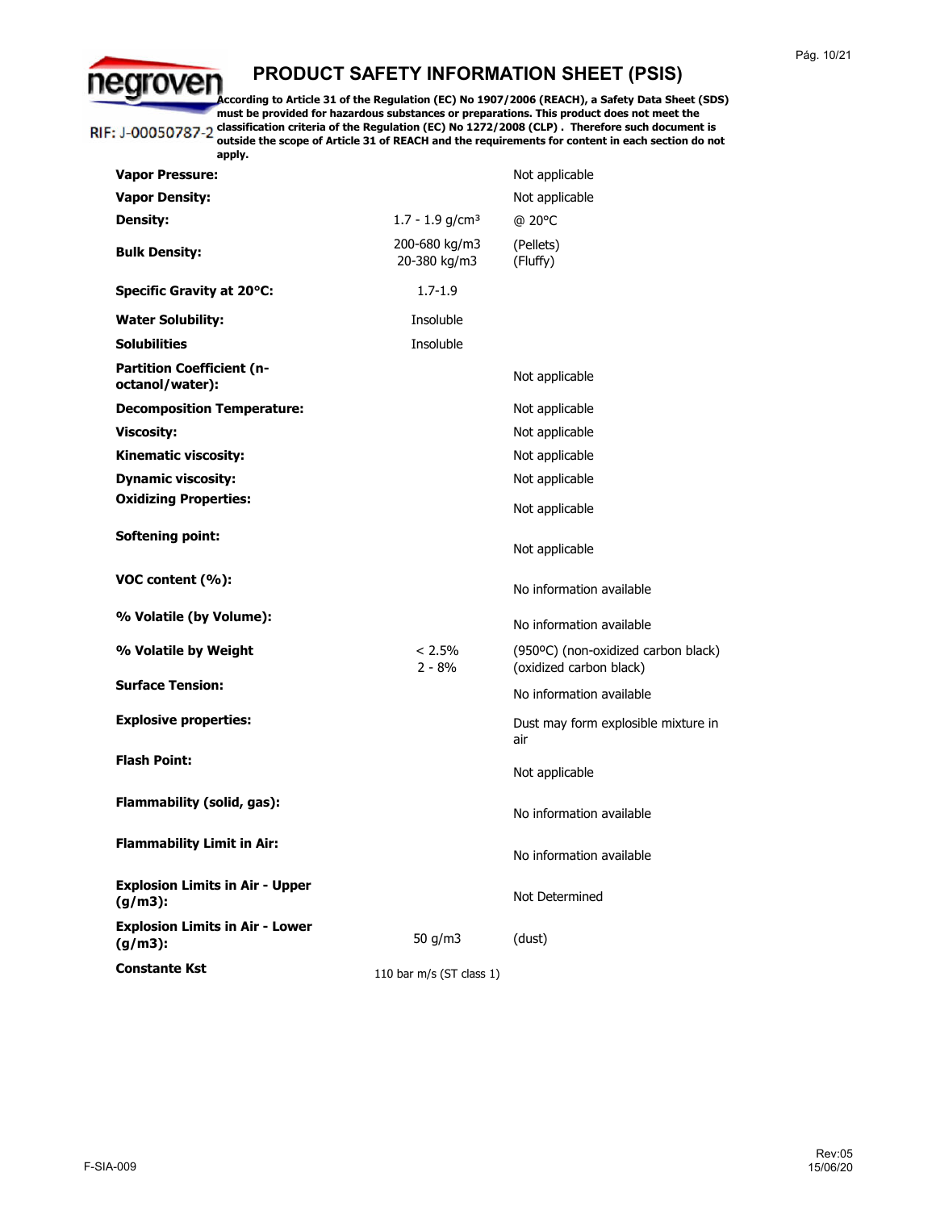# PRODUCT SAFETY INFORMATION SHEET (PSIS)

RIF: J-00050787-2

**According to Article 31 of the Regulation (EC) No 1907/2006 (REACH), a Safety Data Sheet (SDS) must be provided for hazardous substances or preparations. This product does not meet the classification criteria of the Regulation (EC) No 1272/2008 (CLP) . Therefore such document is outside the scope of Article 31 of REACH and the requirements for content in each section do not apply.**

| | | |
|---|---|---|
| **Vapor Pressure:** | | Not applicable |
| **Vapor Density:** | | Not applicable |
| **Density:** | 1.7 - 1.9 g/cm³ | @ 20°C |
| **Bulk Density:** | 200-680 kg/m3<br>20-380 kg/m3 | (Pellets)<br>(Fluffy) |
| **Specific Gravity at 20°C:** | 1.7-1.9 | |
| **Water Solubility:** | Insoluble | |
| **Solubilities** | Insoluble | |
| **Partition Coefficient (n-octanol/water):** | | Not applicable |
| **Decomposition Temperature:** | | Not applicable |
| **Viscosity:** | | Not applicable |
| **Kinematic viscosity:** | | Not applicable |
| **Dynamic viscosity:** | | Not applicable |
| **Oxidizing Properties:** | | Not applicable |
| **Softening point:** | | Not applicable |
| **VOC content (%):** | | No information available |
| **% Volatile (by Volume):** | | No information available |
| **% Volatile by Weight** | < 2.5%<br>2 - 8% | (950ºC) (non-oxidized carbon black)<br>(oxidized carbon black) |
| **Surface Tension:** | | No information available |
| **Explosive properties:** | | Dust may form explosible mixture in air |
| **Flash Point:** | | Not applicable |
| **Flammability (solid, gas):** | | No information available |
| **Flammability Limit in Air:** | | No information available |
| **Explosion Limits in Air - Upper (g/m3):** | | Not Determined |
| **Explosion Limits in Air - Lower (g/m3):** | 50 g/m3 | (dust) |
| **Constante Kst** | 110 bar m/s (ST class 1) | |

F-SIA-009

Rev:05
15/06/20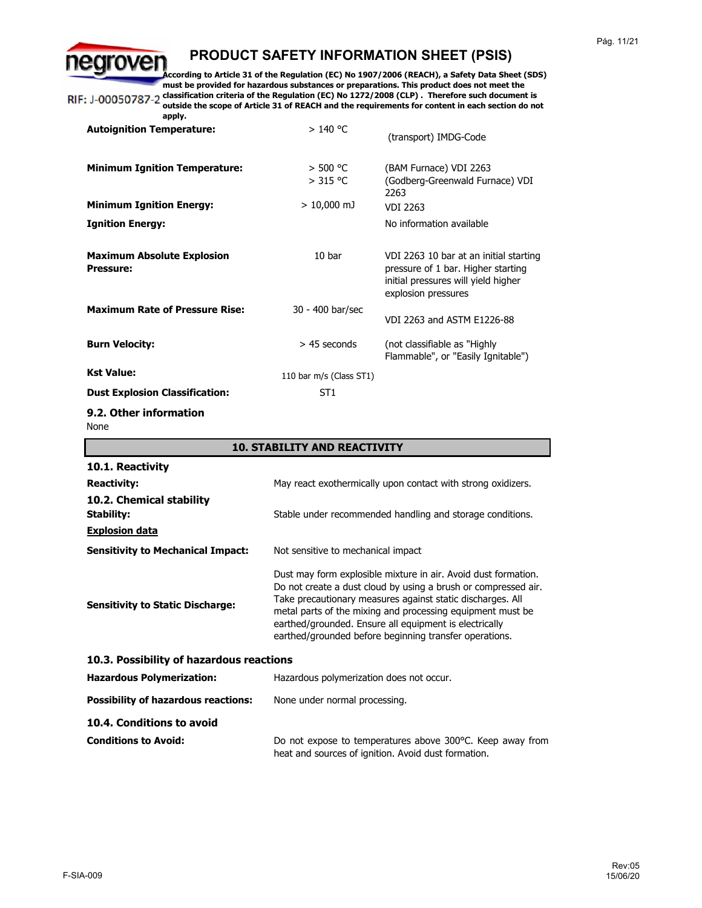| | | |
|---|---|---|
| **Autoignition Temperature:** | > 140 °C | (transport) IMDG-Code |
| **Minimum Ignition Temperature:** | > 500 °C<br>> 315 °C | (BAM Furnace) VDI 2263<br>(Godberg-Greenwald Furnace) VDI 2263 |
| **Minimum Ignition Energy:** | > 10,000 mJ | VDI 2263 |
| **Ignition Energy:** | | No information available |
| **Maximum Absolute Explosion Pressure:** | 10 bar | VDI 2263 10 bar at an initial starting pressure of 1 bar. Higher starting initial pressures will yield higher explosion pressures |
| **Maximum Rate of Pressure Rise:** | 30 - 400 bar/sec | VDI 2263 and ASTM E1226-88 |
| **Burn Velocity:** | > 45 seconds | (not classifiable as "Highly Flammable", or "Easily Ignitable") |
| **Kst Value:** | 110 bar m/s (Class ST1) | |
| **Dust Explosion Classification:** | ST1 | |

### 9.2. Other information

None

## 10. STABILITY AND REACTIVITY

### 10.1. Reactivity

**Reactivity:** May react exothermically upon contact with strong oxidizers.

### 10.2. Chemical stability

**Stability:** Stable under recommended handling and storage conditions.

**Explosion data**

**Sensitivity to Mechanical Impact:** Not sensitive to mechanical impact

**Sensitivity to Static Discharge:** Dust may form explosible mixture in air. Avoid dust formation. Do not create a dust cloud by using a brush or compressed air. Take precautionary measures against static discharges. All metal parts of the mixing and processing equipment must be earthed/grounded. Ensure all equipment is electrically earthed/grounded before beginning transfer operations.

### 10.3. Possibility of hazardous reactions

**Hazardous Polymerization:** Hazardous polymerization does not occur.

**Possibility of hazardous reactions:** None under normal processing.

### 10.4. Conditions to avoid

**Conditions to Avoid:** Do not expose to temperatures above 300°C. Keep away from heat and sources of ignition. Avoid dust formation.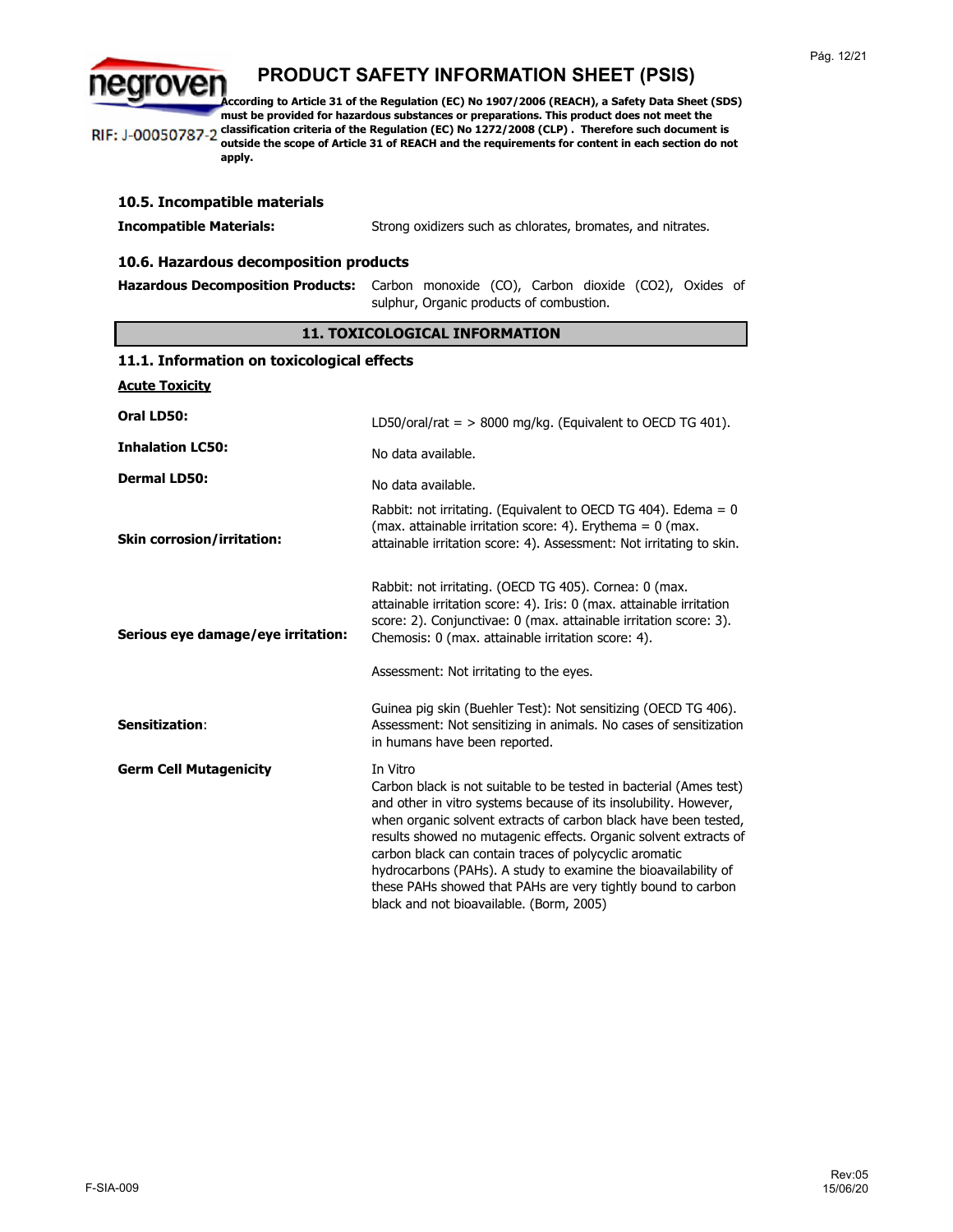### 10.5. Incompatible materials

**Incompatible Materials:** Strong oxidizers such as chlorates, bromates, and nitrates.

### 10.6. Hazardous decomposition products

**Hazardous Decomposition Products:** Carbon monoxide (CO), Carbon dioxide ($CO_2$), Oxides of sulphur, Organic products of combustion.

## 11. TOXICOLOGICAL INFORMATION

### 11.1. Information on toxicological effects

**Acute Toxicity**

**Oral LD50:** LD50/oral/rat = > 8000 mg/kg. (Equivalent to OECD TG 401).

**Inhalation LC50:** No data available.

**Dermal LD50:** No data available.

**Skin corrosion/irritation:** Rabbit: not irritating. (Equivalent to OECD TG 404). Edema = 0 (max. attainable irritation score: 4). Erythema = 0 (max. attainable irritation score: 4). Assessment: Not irritating to skin.

**Serious eye damage/eye irritation:** Rabbit: not irritating. (OECD TG 405). Cornea: 0 (max. attainable irritation score: 4). Iris: 0 (max. attainable irritation score: 2). Conjunctivae: 0 (max. attainable irritation score: 3). Chemosis: 0 (max. attainable irritation score: 4).

Assessment: Not irritating to the eyes.

**Sensitization:** Guinea pig skin (Buehler Test): Not sensitizing (OECD TG 406). Assessment: Not sensitizing in animals. No cases of sensitization in humans have been reported.

**Germ Cell Mutagenicity**

In Vitro
Carbon black is not suitable to be tested in bacterial (Ames test) and other in vitro systems because of its insolubility. However, when organic solvent extracts of carbon black have been tested, results showed no mutagenic effects. Organic solvent extracts of carbon black can contain traces of polycyclic aromatic hydrocarbons (PAHs). A study to examine the bioavailability of these PAHs showed that PAHs are very tightly bound to carbon black and not bioavailable. (Borm, 2005)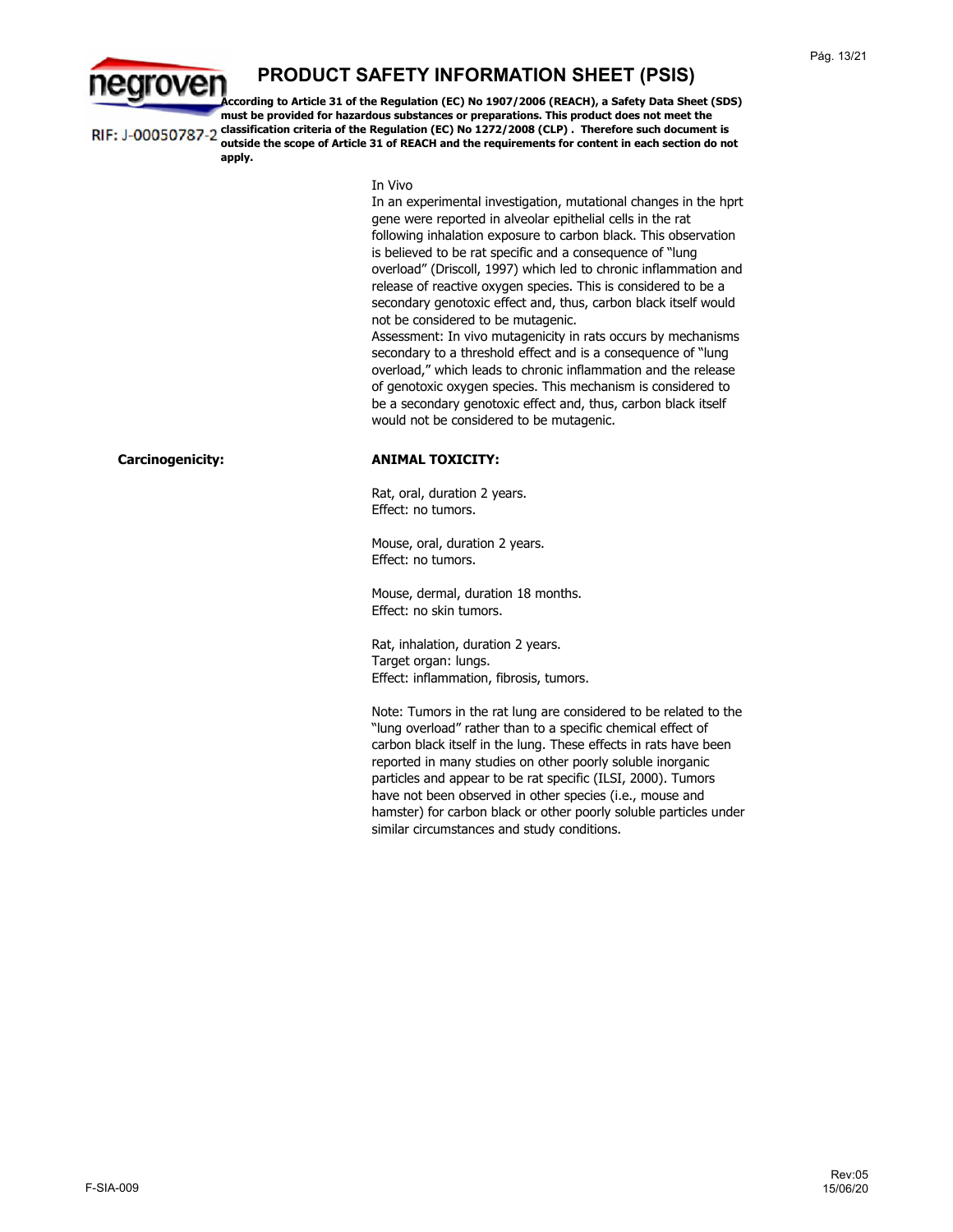In Vivo

In an experimental investigation, mutational changes in the hprt gene were reported in alveolar epithelial cells in the rat following inhalation exposure to carbon black. This observation is believed to be rat specific and a consequence of "lung overload" (Driscoll, 1997) which led to chronic inflammation and release of reactive oxygen species. This is considered to be a secondary genotoxic effect and, thus, carbon black itself would not be considered to be mutagenic.

Assessment: In vivo mutagenicity in rats occurs by mechanisms secondary to a threshold effect and is a consequence of "lung overload," which leads to chronic inflammation and the release of genotoxic oxygen species. This mechanism is considered to be a secondary genotoxic effect and, thus, carbon black itself would not be considered to be mutagenic.

**Carcinogenicity:**

**ANIMAL TOXICITY:**

Rat, oral, duration 2 years.
Effect: no tumors.

Mouse, oral, duration 2 years.
Effect: no tumors.

Mouse, dermal, duration 18 months.
Effect: no skin tumors.

Rat, inhalation, duration 2 years.
Target organ: lungs.
Effect: inflammation, fibrosis, tumors.

Note: Tumors in the rat lung are considered to be related to the "lung overload" rather than to a specific chemical effect of carbon black itself in the lung. These effects in rats have been reported in many studies on other poorly soluble inorganic particles and appear to be rat specific (ILSI, 2000). Tumors have not been observed in other species (i.e., mouse and hamster) for carbon black or other poorly soluble particles under similar circumstances and study conditions.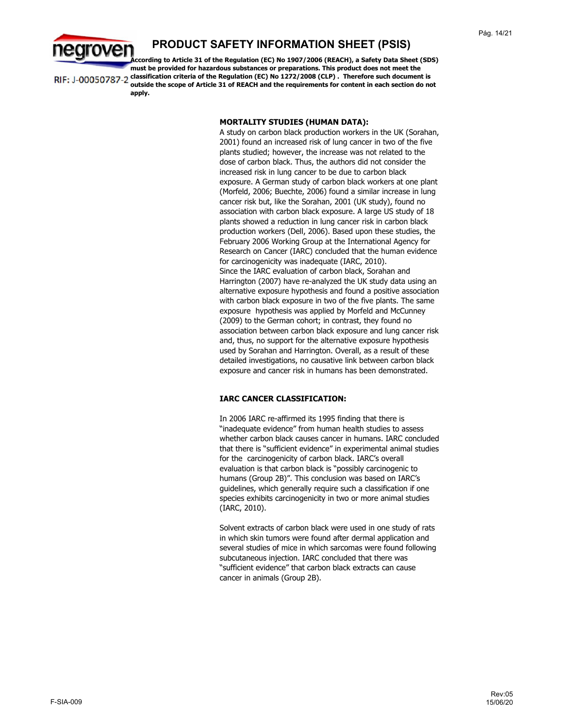## MORTALITY STUDIES (HUMAN DATA):

A study on carbon black production workers in the UK (Sorahan, 2001) found an increased risk of lung cancer in two of the five plants studied; however, the increase was not related to the dose of carbon black. Thus, the authors did not consider the increased risk in lung cancer to be due to carbon black exposure. A German study of carbon black workers at one plant (Morfeld, 2006; Buechte, 2006) found a similar increase in lung cancer risk but, like the Sorahan, 2001 (UK study), found no association with carbon black exposure. A large US study of 18 plants showed a reduction in lung cancer risk in carbon black production workers (Dell, 2006). Based upon these studies, the February 2006 Working Group at the International Agency for Research on Cancer (IARC) concluded that the human evidence for carcinogenicity was inadequate (IARC, 2010).

Since the IARC evaluation of carbon black, Sorahan and Harrington (2007) have re-analyzed the UK study data using an alternative exposure hypothesis and found a positive association with carbon black exposure in two of the five plants. The same exposure hypothesis was applied by Morfeld and McCunney (2009) to the German cohort; in contrast, they found no association between carbon black exposure and lung cancer risk and, thus, no support for the alternative exposure hypothesis used by Sorahan and Harrington. Overall, as a result of these detailed investigations, no causative link between carbon black exposure and cancer risk in humans has been demonstrated.

## IARC CANCER CLASSIFICATION:

In 2006 IARC re-affirmed its 1995 finding that there is "inadequate evidence" from human health studies to assess whether carbon black causes cancer in humans. IARC concluded that there is "sufficient evidence" in experimental animal studies for the carcinogenicity of carbon black. IARC's overall evaluation is that carbon black is "possibly carcinogenic to humans (Group 2B)". This conclusion was based on IARC's guidelines, which generally require such a classification if one species exhibits carcinogenicity in two or more animal studies (IARC, 2010).

Solvent extracts of carbon black were used in one study of rats in which skin tumors were found after dermal application and several studies of mice in which sarcomas were found following subcutaneous injection. IARC concluded that there was "sufficient evidence" that carbon black extracts can cause cancer in animals (Group 2B).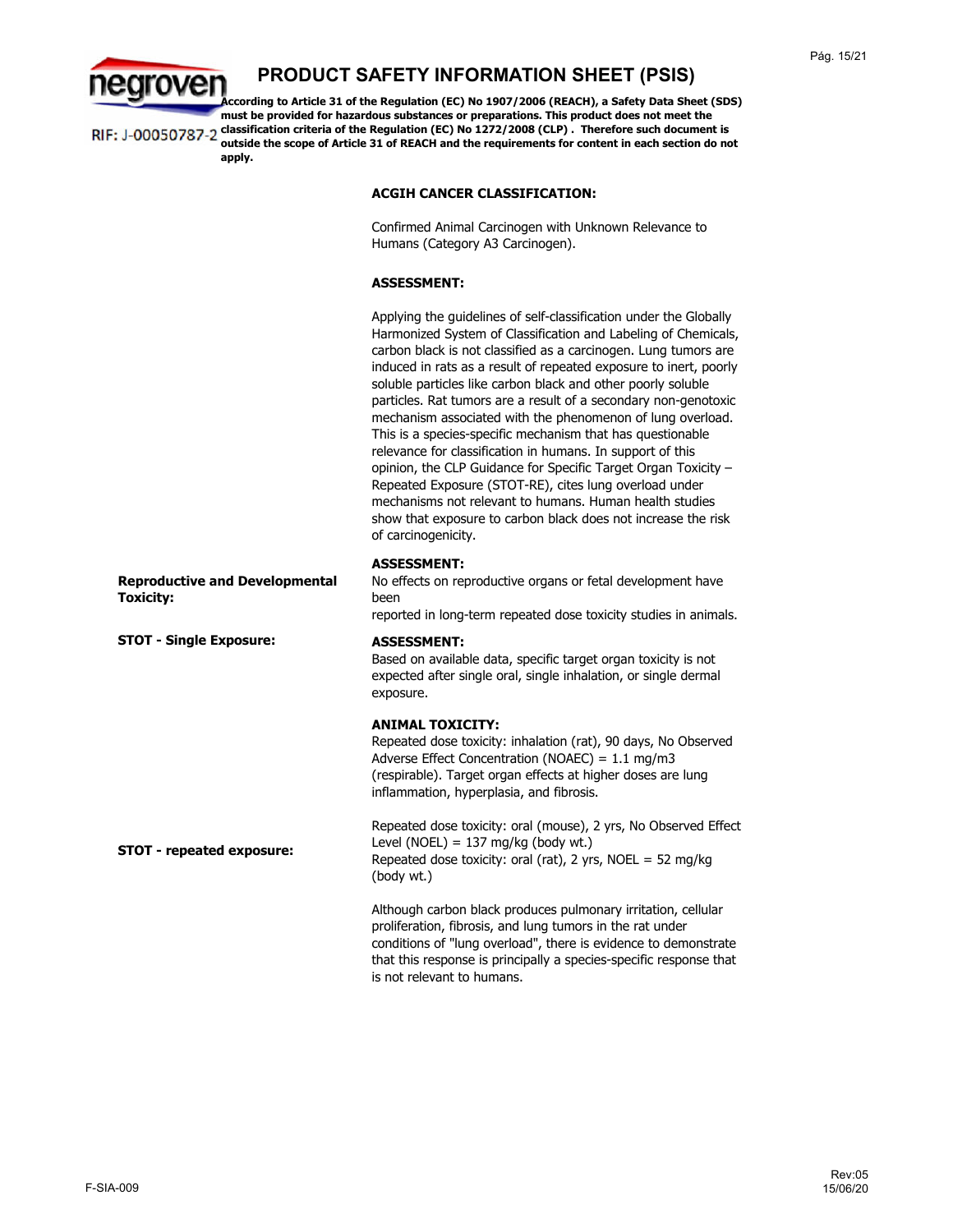# PRODUCT SAFETY INFORMATION SHEET (PSIS)

RIF: J-00050787-2

**According to Article 31 of the Regulation (EC) No 1907/2006 (REACH), a Safety Data Sheet (SDS) must be provided for hazardous substances or preparations. This product does not meet the classification criteria of the Regulation (EC) No 1272/2008 (CLP) . Therefore such document is outside the scope of Article 31 of REACH and the requirements for content in each section do not apply.**

**ACGIH CANCER CLASSIFICATION:**

Confirmed Animal Carcinogen with Unknown Relevance to Humans (Category A3 Carcinogen).

**ASSESSMENT:**

Applying the guidelines of self-classification under the Globally Harmonized System of Classification and Labeling of Chemicals, carbon black is not classified as a carcinogen. Lung tumors are induced in rats as a result of repeated exposure to inert, poorly soluble particles like carbon black and other poorly soluble particles. Rat tumors are a result of a secondary non-genotoxic mechanism associated with the phenomenon of lung overload. This is a species-specific mechanism that has questionable relevance for classification in humans. In support of this opinion, the CLP Guidance for Specific Target Organ Toxicity – Repeated Exposure (STOT-RE), cites lung overload under mechanisms not relevant to humans. Human health studies show that exposure to carbon black does not increase the risk of carcinogenicity.

**Reproductive and Developmental Toxicity:**

**ASSESSMENT:**
No effects on reproductive organs or fetal development have been
reported in long-term repeated dose toxicity studies in animals.

**STOT - Single Exposure:**

**ASSESSMENT:**
Based on available data, specific target organ toxicity is not expected after single oral, single inhalation, or single dermal exposure.

**STOT - repeated exposure:**

**ANIMAL TOXICITY:**
Repeated dose toxicity: inhalation (rat), 90 days, No Observed Adverse Effect Concentration (NOAEC) = 1.1 mg/m3 (respirable). Target organ effects at higher doses are lung inflammation, hyperplasia, and fibrosis.

Repeated dose toxicity: oral (mouse), 2 yrs, No Observed Effect Level (NOEL) = 137 mg/kg (body wt.)
Repeated dose toxicity: oral (rat), 2 yrs, NOEL = 52 mg/kg (body wt.)

Although carbon black produces pulmonary irritation, cellular proliferation, fibrosis, and lung tumors in the rat under conditions of "lung overload", there is evidence to demonstrate that this response is principally a species-specific response that is not relevant to humans.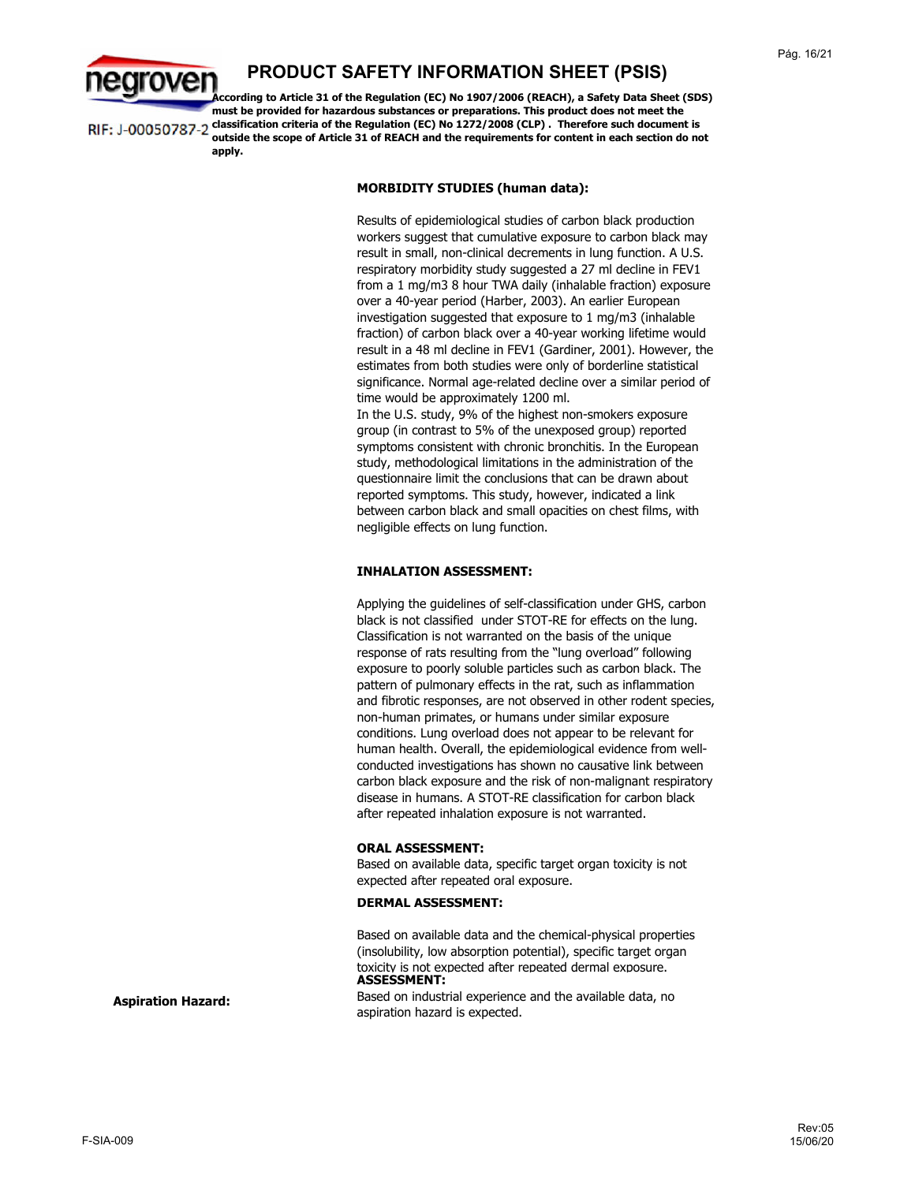**MORBIDITY STUDIES (human data):**

Results of epidemiological studies of carbon black production workers suggest that cumulative exposure to carbon black may result in small, non-clinical decrements in lung function. A U.S. respiratory morbidity study suggested a 27 ml decline in FEV1 from a 1 mg/m3 8 hour TWA daily (inhalable fraction) exposure over a 40-year period (Harber, 2003). An earlier European investigation suggested that exposure to 1 mg/m3 (inhalable fraction) of carbon black over a 40-year working lifetime would result in a 48 ml decline in FEV1 (Gardiner, 2001). However, the estimates from both studies were only of borderline statistical significance. Normal age-related decline over a similar period of time would be approximately 1200 ml.
In the U.S. study, 9% of the highest non-smokers exposure group (in contrast to 5% of the unexposed group) reported symptoms consistent with chronic bronchitis. In the European study, methodological limitations in the administration of the questionnaire limit the conclusions that can be drawn about reported symptoms. This study, however, indicated a link between carbon black and small opacities on chest films, with negligible effects on lung function.

**INHALATION ASSESSMENT:**

Applying the guidelines of self-classification under GHS, carbon black is not classified under STOT-RE for effects on the lung. Classification is not warranted on the basis of the unique response of rats resulting from the "lung overload" following exposure to poorly soluble particles such as carbon black. The pattern of pulmonary effects in the rat, such as inflammation and fibrotic responses, are not observed in other rodent species, non-human primates, or humans under similar exposure conditions. Lung overload does not appear to be relevant for human health. Overall, the epidemiological evidence from well-conducted investigations has shown no causative link between carbon black exposure and the risk of non-malignant respiratory disease in humans. A STOT-RE classification for carbon black after repeated inhalation exposure is not warranted.

**ORAL ASSESSMENT:**
Based on available data, specific target organ toxicity is not expected after repeated oral exposure.

**DERMAL ASSESSMENT:**

Based on available data and the chemical-physical properties (insolubility, low absorption potential), specific target organ toxicity is not expected after repeated dermal exposure.

**Aspiration Hazard:**

**ASSESSMENT:**
Based on industrial experience and the available data, no aspiration hazard is expected.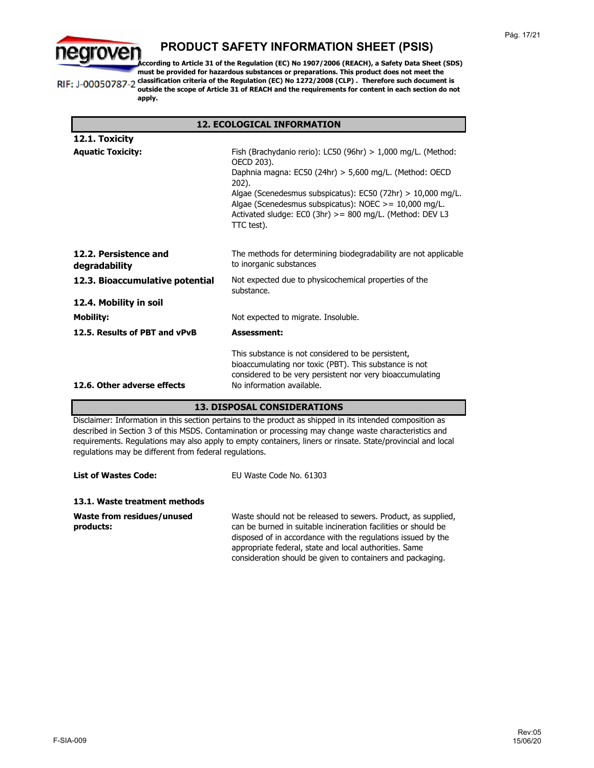# PRODUCT SAFETY INFORMATION SHEET (PSIS)

negroven

RIF: J-00050787-2

**According to Article 31 of the Regulation (EC) No 1907/2006 (REACH), a Safety Data Sheet (SDS) must be provided for hazardous substances or preparations. This product does not meet the classification criteria of the Regulation (EC) No 1272/2008 (CLP) . Therefore such document is outside the scope of Article 31 of REACH and the requirements for content in each section do not apply.**

## 12. ECOLOGICAL INFORMATION

### 12.1. Toxicity

**Aquatic Toxicity:**

Fish (Brachydanio rerio): LC50 (96hr) > 1,000 mg/L. (Method: OECD 203).
Daphnia magna: EC50 (24hr) > 5,600 mg/L. (Method: OECD 202).
Algae (Scenedesmus subspicatus): EC50 (72hr) > 10,000 mg/L.
Algae (Scenedesmus subspicatus): NOEC >= 10,000 mg/L.
Activated sludge: EC0 (3hr) >= 800 mg/L. (Method: DEV L3 TTC test).

**12.2. Persistence and degradability**

The methods for determining biodegradability are not applicable to inorganic substances

**12.3. Bioaccumulative potential**

Not expected due to physicochemical properties of the substance.

**12.4. Mobility in soil**

**Mobility:** Not expected to migrate. Insoluble.

**12.5. Results of PBT and vPvB**

**Assessment:**

This substance is not considered to be persistent, bioaccumulating nor toxic (PBT). This substance is not considered to be very persistent nor very bioaccumulating

**12.6. Other adverse effects**

No information available.

## 13. DISPOSAL CONSIDERATIONS

Disclaimer: Information in this section pertains to the product as shipped in its intended composition as described in Section 3 of this MSDS. Contamination or processing may change waste characteristics and requirements. Regulations may also apply to empty containers, liners or rinsate. State/provincial and local regulations may be different from federal regulations.

**List of Wastes Code:** EU Waste Code No. 61303

**13.1. Waste treatment methods**

**Waste from residues/unused products:**

Waste should not be released to sewers. Product, as supplied, can be burned in suitable incineration facilities or should be disposed of in accordance with the regulations issued by the appropriate federal, state and local authorities. Same consideration should be given to containers and packaging.

F-SIA-009

Rev:05
15/06/20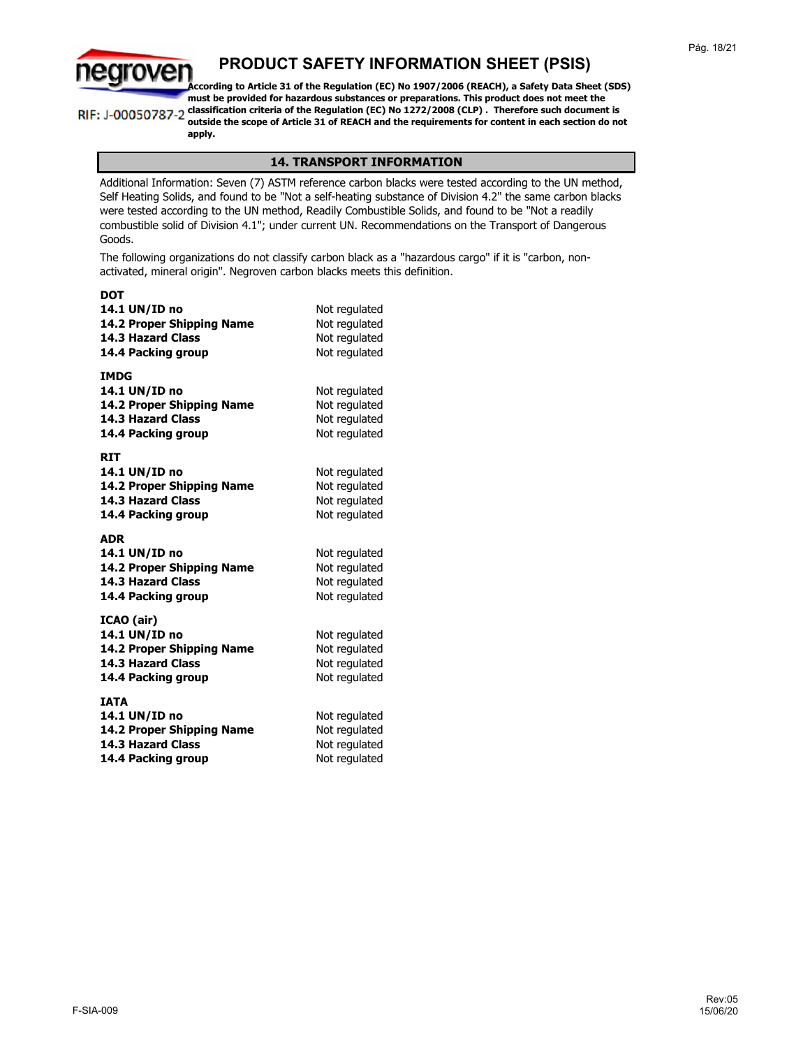# PRODUCT SAFETY INFORMATION SHEET (PSIS)

negroven

RIF: J-00050787-2

**According to Article 31 of the Regulation (EC) No 1907/2006 (REACH), a Safety Data Sheet (SDS) must be provided for hazardous substances or preparations. This product does not meet the classification criteria of the Regulation (EC) No 1272/2008 (CLP) . Therefore such document is outside the scope of Article 31 of REACH and the requirements for content in each section do not apply.**

## 14. TRANSPORT INFORMATION

Additional Information: Seven (7) ASTM reference carbon blacks were tested according to the UN method, Self Heating Solids, and found to be "Not a self-heating substance of Division 4.2" the same carbon blacks were tested according to the UN method, Readily Combustible Solids, and found to be "Not a readily combustible solid of Division 4.1"; under current UN. Recommendations on the Transport of Dangerous Goods.

The following organizations do not classify carbon black as a "hazardous cargo" if it is "carbon, non-activated, mineral origin". Negroven carbon blacks meets this definition.

**DOT**

| | |
|---|---|
| **14.1 UN/ID no** | Not regulated |
| **14.2 Proper Shipping Name** | Not regulated |
| **14.3 Hazard Class** | Not regulated |
| **14.4 Packing group** | Not regulated |

**IMDG**

| | |
|---|---|
| **14.1 UN/ID no** | Not regulated |
| **14.2 Proper Shipping Name** | Not regulated |
| **14.3 Hazard Class** | Not regulated |
| **14.4 Packing group** | Not regulated |

**RIT**

| | |
|---|---|
| **14.1 UN/ID no** | Not regulated |
| **14.2 Proper Shipping Name** | Not regulated |
| **14.3 Hazard Class** | Not regulated |
| **14.4 Packing group** | Not regulated |

**ADR**

| | |
|---|---|
| **14.1 UN/ID no** | Not regulated |
| **14.2 Proper Shipping Name** | Not regulated |
| **14.3 Hazard Class** | Not regulated |
| **14.4 Packing group** | Not regulated |

**ICAO (air)**

| | |
|---|---|
| **14.1 UN/ID no** | Not regulated |
| **14.2 Proper Shipping Name** | Not regulated |
| **14.3 Hazard Class** | Not regulated |
| **14.4 Packing group** | Not regulated |

**IATA**

| | |
|---|---|
| **14.1 UN/ID no** | Not regulated |
| **14.2 Proper Shipping Name** | Not regulated |
| **14.3 Hazard Class** | Not regulated |
| **14.4 Packing group** | Not regulated |

F-SIA-009

Rev:05
15/06/20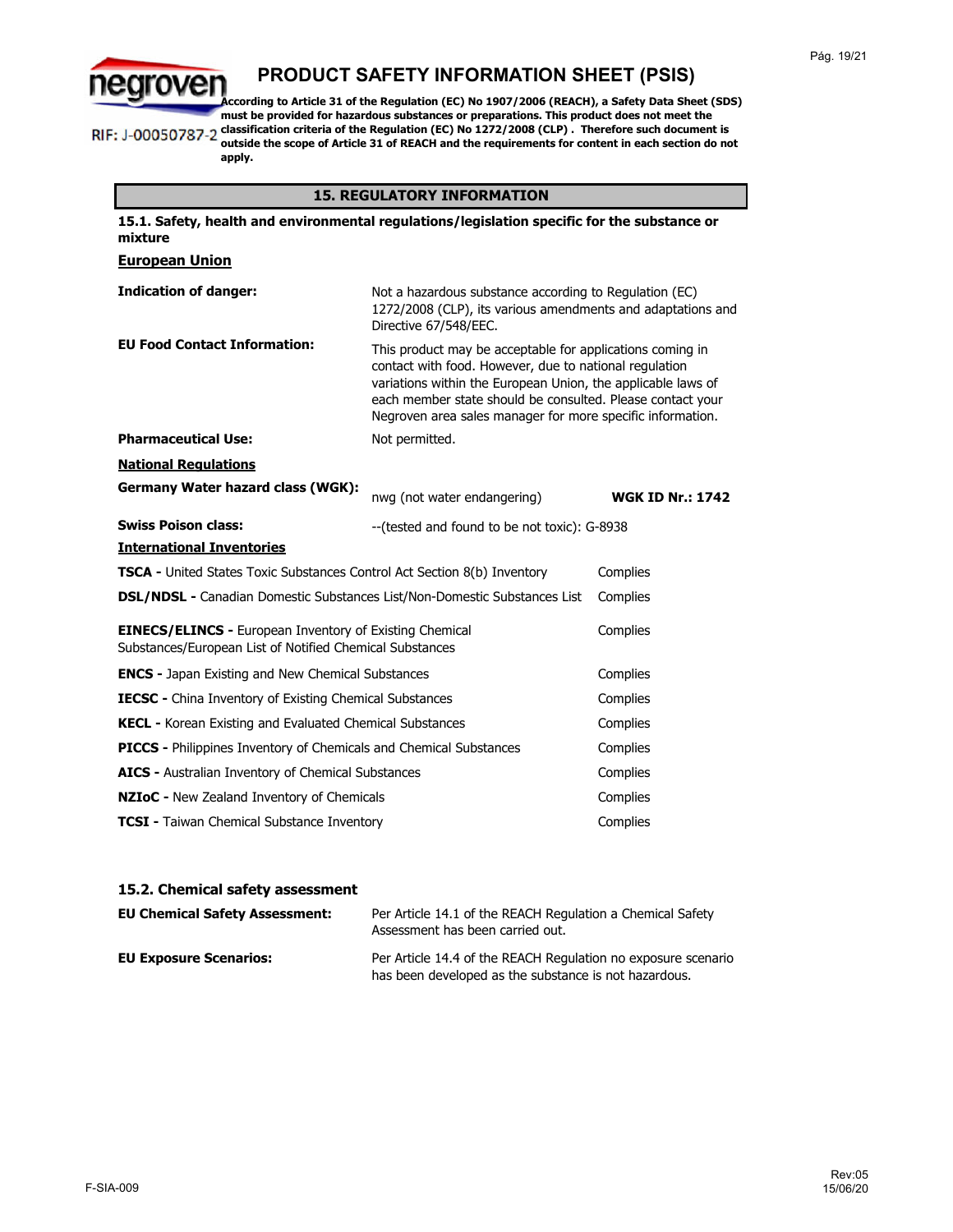# PRODUCT SAFETY INFORMATION SHEET (PSIS)

RIF: J-00050787-2

**According to Article 31 of the Regulation (EC) No 1907/2006 (REACH), a Safety Data Sheet (SDS) must be provided for hazardous substances or preparations. This product does not meet the classification criteria of the Regulation (EC) No 1272/2008 (CLP) . Therefore such document is outside the scope of Article 31 of REACH and the requirements for content in each section do not apply.**

## 15. REGULATORY INFORMATION

### 15.1. Safety, health and environmental regulations/legislation specific for the substance or mixture

**European Union**

**Indication of danger:** Not a hazardous substance according to Regulation (EC) 1272/2008 (CLP), its various amendments and adaptations and Directive 67/548/EEC.

**EU Food Contact Information:** This product may be acceptable for applications coming in contact with food. However, due to national regulation variations within the European Union, the applicable laws of each member state should be consulted. Please contact your Negroven area sales manager for more specific information.

**Pharmaceutical Use:** Not permitted.

**National Regulations**

**Germany Water hazard class (WGK):** nwg (not water endangering) **WGK ID Nr.: 1742**

**Swiss Poison class:** --(tested and found to be not toxic): G-8938

**International Inventories**

| Inventory | Status |
|---|---|
| **TSCA -** United States Toxic Substances Control Act Section 8(b) Inventory | Complies |
| **DSL/NDSL -** Canadian Domestic Substances List/Non-Domestic Substances List | Complies |
| **EINECS/ELINCS -** European Inventory of Existing Chemical Substances/European List of Notified Chemical Substances | Complies |
| **ENCS -** Japan Existing and New Chemical Substances | Complies |
| **IECSC -** China Inventory of Existing Chemical Substances | Complies |
| **KECL -** Korean Existing and Evaluated Chemical Substances | Complies |
| **PICCS -** Philippines Inventory of Chemicals and Chemical Substances | Complies |
| **AICS -** Australian Inventory of Chemical Substances | Complies |
| **NZIoC -** New Zealand Inventory of Chemicals | Complies |
| **TCSI -** Taiwan Chemical Substance Inventory | Complies |

### 15.2. Chemical safety assessment

**EU Chemical Safety Assessment:** Per Article 14.1 of the REACH Regulation a Chemical Safety Assessment has been carried out.

**EU Exposure Scenarios:** Per Article 14.4 of the REACH Regulation no exposure scenario has been developed as the substance is not hazardous.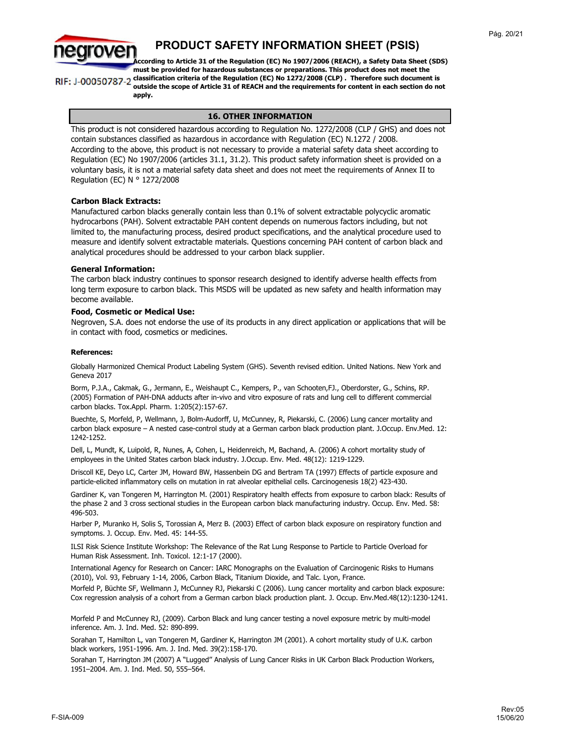# PRODUCT SAFETY INFORMATION SHEET (PSIS)

RIF: J-00050787-2

**According to Article 31 of the Regulation (EC) No 1907/2006 (REACH), a Safety Data Sheet (SDS) must be provided for hazardous substances or preparations. This product does not meet the classification criteria of the Regulation (EC) No 1272/2008 (CLP) . Therefore such document is outside the scope of Article 31 of REACH and the requirements for content in each section do not apply.**

## 16. OTHER INFORMATION

This product is not considered hazardous according to Regulation No. 1272/2008 (CLP / GHS) and does not contain substances classified as hazardous in accordance with Regulation (EC) N.1272 / 2008.
According to the above, this product is not necessary to provide a material safety data sheet according to Regulation (EC) No 1907/2006 (articles 31.1, 31.2). This product safety information sheet is provided on a voluntary basis, it is not a material safety data sheet and does not meet the requirements of Annex II to Regulation (EC) N ° 1272/2008

**Carbon Black Extracts:**

Manufactured carbon blacks generally contain less than 0.1% of solvent extractable polycyclic aromatic hydrocarbons (PAH). Solvent extractable PAH content depends on numerous factors including, but not limited to, the manufacturing process, desired product specifications, and the analytical procedure used to measure and identify solvent extractable materials. Questions concerning PAH content of carbon black and analytical procedures should be addressed to your carbon black supplier.

**General Information:**

The carbon black industry continues to sponsor research designed to identify adverse health effects from long term exposure to carbon black. This MSDS will be updated as new safety and health information may become available.

**Food, Cosmetic or Medical Use:**

Negroven, S.A. does not endorse the use of its products in any direct application or applications that will be in contact with food, cosmetics or medicines.

**References:**

Globally Harmonized Chemical Product Labeling System (GHS). Seventh revised edition. United Nations. New York and Geneva 2017

Borm, P.J.A., Cakmak, G., Jermann, E., Weishaupt C., Kempers, P., van Schooten,FJ., Oberdorster, G., Schins, RP. (2005) Formation of PAH-DNA adducts after in-vivo and vitro exposure of rats and lung cell to different commercial carbon blacks. Tox.Appl. Pharm. 1:205(2):157-67.

Buechte, S, Morfeld, P, Wellmann, J, Bolm-Audorff, U, McCunney, R, Piekarski, C. (2006) Lung cancer mortality and carbon black exposure – A nested case-control study at a German carbon black production plant. J.Occup. Env.Med. 12: 1242-1252.

Dell, L, Mundt, K, Luipold, R, Nunes, A, Cohen, L, Heidenreich, M, Bachand, A. (2006) A cohort mortality study of employees in the United States carbon black industry. J.Occup. Env. Med. 48(12): 1219-1229.

Driscoll KE, Deyo LC, Carter JM, Howard BW, Hassenbein DG and Bertram TA (1997) Effects of particle exposure and particle-elicited inflammatory cells on mutation in rat alveolar epithelial cells. Carcinogenesis 18(2) 423-430.

Gardiner K, van Tongeren M, Harrington M. (2001) Respiratory health effects from exposure to carbon black: Results of the phase 2 and 3 cross sectional studies in the European carbon black manufacturing industry. Occup. Env. Med. 58: 496-503.

Harber P, Muranko H, Solis S, Torossian A, Merz B. (2003) Effect of carbon black exposure on respiratory function and symptoms. J. Occup. Env. Med. 45: 144-55.

ILSI Risk Science Institute Workshop: The Relevance of the Rat Lung Response to Particle to Particle Overload for Human Risk Assessment. Inh. Toxicol. 12:1-17 (2000).

International Agency for Research on Cancer: IARC Monographs on the Evaluation of Carcinogenic Risks to Humans (2010), Vol. 93, February 1-14, 2006, Carbon Black, Titanium Dioxide, and Talc. Lyon, France.

Morfeld P, Büchte SF, Wellmann J, McCunney RJ, Piekarski C (2006). Lung cancer mortality and carbon black exposure: Cox regression analysis of a cohort from a German carbon black production plant. J. Occup. Env.Med.48(12):1230-1241.

Morfeld P and McCunney RJ, (2009). Carbon Black and lung cancer testing a novel exposure metric by multi-model inference. Am. J. Ind. Med. 52: 890-899.

Sorahan T, Hamilton L, van Tongeren M, Gardiner K, Harrington JM (2001). A cohort mortality study of U.K. carbon black workers, 1951-1996. Am. J. Ind. Med. 39(2):158-170.

Sorahan T, Harrington JM (2007) A "Lugged" Analysis of Lung Cancer Risks in UK Carbon Black Production Workers, 1951–2004. Am. J. Ind. Med. 50, 555–564.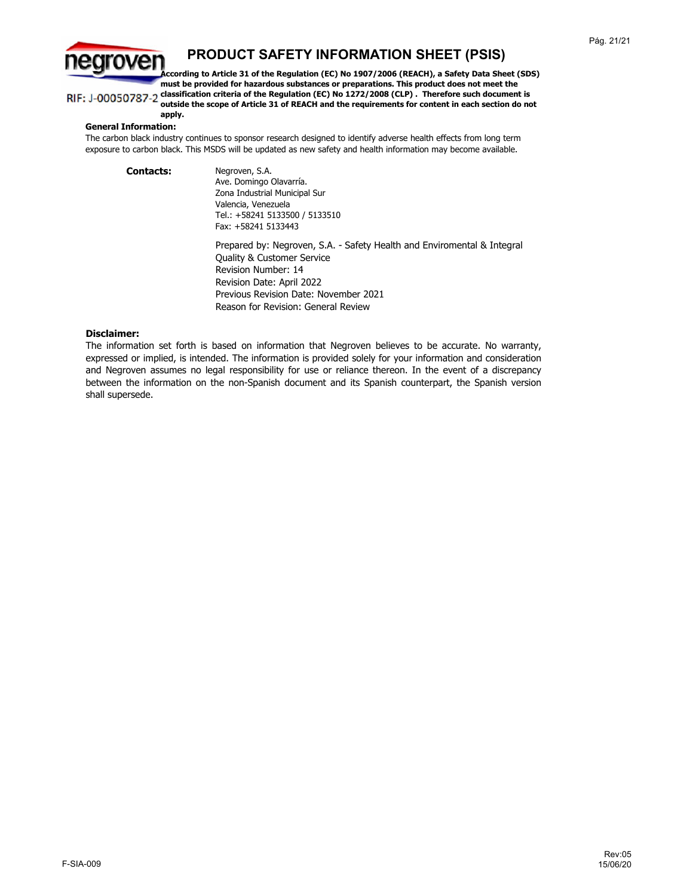**According to Article 31 of the Regulation (EC) No 1907/2006 (REACH), a Safety Data Sheet (SDS) must be provided for hazardous substances or preparations. This product does not meet the classification criteria of the Regulation (EC) No 1272/2008 (CLP) . Therefore such document is outside the scope of Article 31 of REACH and the requirements for content in each section do not apply.**

**General Information:**

The carbon black industry continues to sponsor research designed to identify adverse health effects from long term exposure to carbon black. This MSDS will be updated as new safety and health information may become available.

**Contacts:**

Negroven, S.A.
Ave. Domingo Olavarría.
Zona Industrial Municipal Sur
Valencia, Venezuela
Tel.: +58241 5133500 / 5133510
Fax: +58241 5133443

Prepared by: Negroven, S.A. - Safety Health and Enviromental & Integral Quality & Customer Service
Revision Number: 14
Revision Date: April 2022
Previous Revision Date: November 2021
Reason for Revision: General Review

**Disclaimer:**

The information set forth is based on information that Negroven believes to be accurate. No warranty, expressed or implied, is intended. The information is provided solely for your information and consideration and Negroven assumes no legal responsibility for use or reliance thereon. In the event of a discrepancy between the information on the non-Spanish document and its Spanish counterpart, the Spanish version shall supersede.